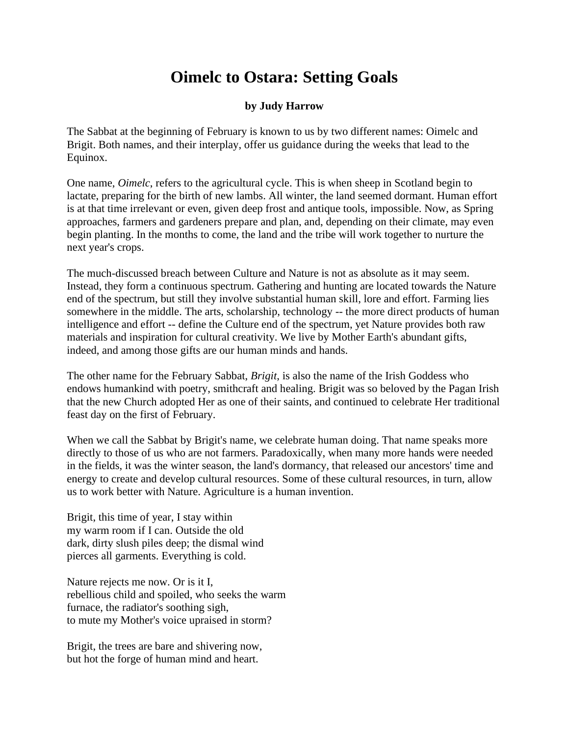# Oimelc to Ostara: Setting Goals

**by Judy Harrow**

The Sabbat at the beginning of February is known to us by two different names: Oimelc and Brigit. Both names, and their interplay, offer us guidance during the weeks that lead to the Equinox.

One name, *Oimelc*, refers to the agricultural cycle. This is when sheep in Scotland begin to lactate, preparing for the birth of new lambs. All winter, the land seemed dormant. Human effort is at that time irrelevant or even, given deep frost and antique tools, impossible. Now, as Spring approaches, farmers and gardeners prepare and plan, and, depending on their climate, may even begin planting. In the months to come, the land and the tribe will work together to nurture the next year's crops.

The much-discussed breach between Culture and Nature is not as absolute as it may seem. Instead, they form a continuous spectrum. Gathering and hunting are located towards the Nature end of the spectrum, but still they involve substantial human skill, lore and effort. Farming lies somewhere in the middle. The arts, scholarship, technology -- the more direct products of human intelligence and effort -- define the Culture end of the spectrum, yet Nature provides both raw materials and inspiration for cultural creativity. We live by Mother Earth's abundant gifts, indeed, and among those gifts are our human minds and hands.

The other name for the February Sabbat, *Brigit*, is also the name of the Irish Goddess who endows humankind with poetry, smithcraft and healing. Brigit was so beloved by the Pagan Irish that the new Church adopted Her as one of their saints, and continued to celebrate Her traditional feast day on the first of February.

When we call the Sabbat by Brigit's name, we celebrate human doing. That name speaks more directly to those of us who are not farmers. Paradoxically, when many more hands were needed in the fields, it was the winter season, the land's dormancy, that released our ancestors' time and energy to create and develop cultural resources. Some of these cultural resources, in turn, allow us to work better with Nature. Agriculture is a human invention.

Brigit, this time of year, I stay within  
my warm room if I can. Outside the old  
dark, dirty slush piles deep; the dismal wind  
pierces all garments. Everything is cold.

Nature rejects me now. Or is it I,  
rebellious child and spoiled, who seeks the warm  
furnace, the radiator's soothing sigh,  
to mute my Mother's voice upraised in storm?

Brigit, the trees are bare and shivering now,  
but hot the forge of human mind and heart.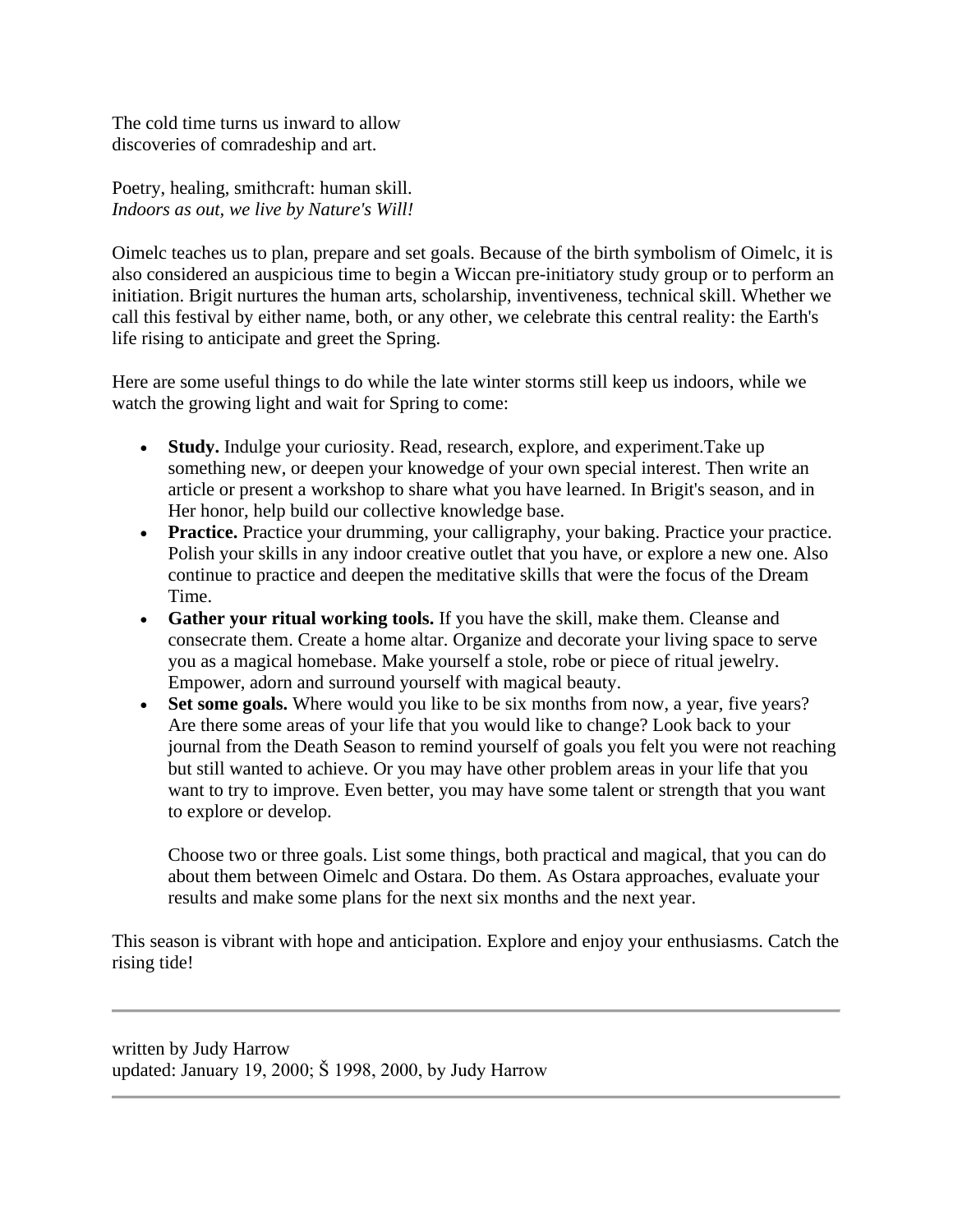The cold time turns us inward to allow
discoveries of comradeship and art.

Poetry, healing, smithcraft: human skill.
*Indoors as out, we live by Nature's Will!*

Oimelc teaches us to plan, prepare and set goals. Because of the birth symbolism of Oimelc, it is also considered an auspicious time to begin a Wiccan pre-initiatory study group or to perform an initiation. Brigit nurtures the human arts, scholarship, inventiveness, technical skill. Whether we call this festival by either name, both, or any other, we celebrate this central reality: the Earth's life rising to anticipate and greet the Spring.

Here are some useful things to do while the late winter storms still keep us indoors, while we watch the growing light and wait for Spring to come:

- **Study.** Indulge your curiosity. Read, research, explore, and experiment.Take up something new, or deepen your knowedge of your own special interest. Then write an article or present a workshop to share what you have learned. In Brigit's season, and in Her honor, help build our collective knowledge base.
- **Practice.** Practice your drumming, your calligraphy, your baking. Practice your practice. Polish your skills in any indoor creative outlet that you have, or explore a new one. Also continue to practice and deepen the meditative skills that were the focus of the Dream Time.
- **Gather your ritual working tools.** If you have the skill, make them. Cleanse and consecrate them. Create a home altar. Organize and decorate your living space to serve you as a magical homebase. Make yourself a stole, robe or piece of ritual jewelry. Empower, adorn and surround yourself with magical beauty.
- **Set some goals.** Where would you like to be six months from now, a year, five years? Are there some areas of your life that you would like to change? Look back to your journal from the Death Season to remind yourself of goals you felt you were not reaching but still wanted to achieve. Or you may have other problem areas in your life that you want to try to improve. Even better, you may have some talent or strength that you want to explore or develop.

  Choose two or three goals. List some things, both practical and magical, that you can do about them between Oimelc and Ostara. Do them. As Ostara approaches, evaluate your results and make some plans for the next six months and the next year.

This season is vibrant with hope and anticipation. Explore and enjoy your enthusiasms. Catch the rising tide!

---

written by Judy Harrow
updated: January 19, 2000; Š 1998, 2000, by Judy Harrow

---